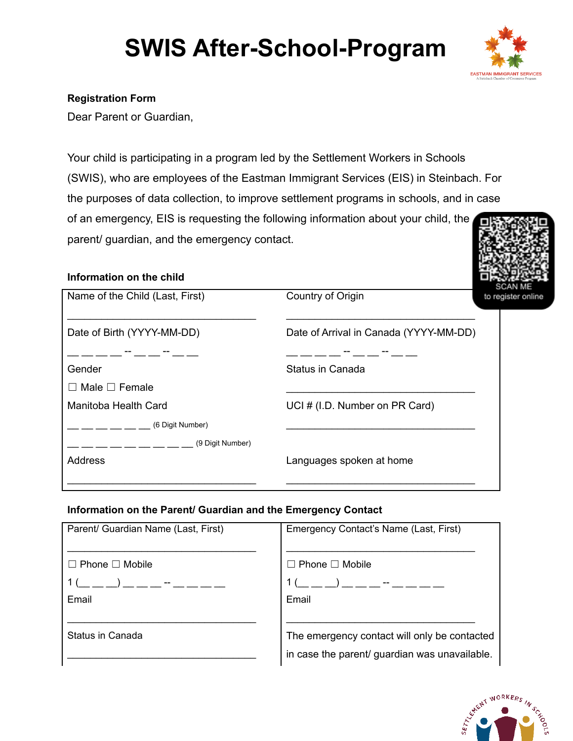# SWIS After-School-Program

EASTMAN IMMIGRANT SERVICES
A Steinbach Chamber of Commerce Program

**Registration Form**

Dear Parent or Guardian,

Your child is participating in a program led by the Settlement Workers in Schools (SWIS), who are employees of the Eastman Immigrant Services (EIS) in Steinbach. For the purposes of data collection, to improve settlement programs in schools, and in case of an emergency, EIS is requesting the following information about your child, the parent/ guardian, and the emergency contact.

SCAN ME
to register online

**Information on the child**

| | |
|---|---|
| Name of the Child (Last, First)<br>________________________________ | Country of Origin<br>________________________________ |
| Date of Birth (YYYY-MM-DD)<br>__ __ __ __ -- __ __ -- __ __ | Date of Arrival in Canada (YYYY-MM-DD)<br>__ __ __ __ -- __ __ -- __ __ |
| Gender<br>☐ Male ☐ Female | Status in Canada<br>________________________________ |
| Manitoba Health Card<br>__ __ __ __ __ __ (6 Digit Number)<br>__ __ __ __ __ __ __ __ __ (9 Digit Number) | UCI # (I.D. Number on PR Card)<br>________________________________ |
| Address<br>________________________________ | Languages spoken at home<br>________________________________ |

**Information on the Parent/ Guardian and the Emergency Contact**

| | |
|---|---|
| Parent/ Guardian Name (Last, First)<br>________________________________ | Emergency Contact's Name (Last, First)<br>________________________________ |
| ☐ Phone ☐ Mobile<br>1 (__ __ __) __ __ __ -- __ __ __ __ | ☐ Phone ☐ Mobile<br>1 (__ __ __) __ __ __ -- __ __ __ __ |
| Email<br>________________________________ | Email<br>________________________________ |
| Status in Canada<br>________________________________ | The emergency contact will only be contacted in case the parent/ guardian was unavailable. |

SETTLEMENT WORKERS IN SCHOOLS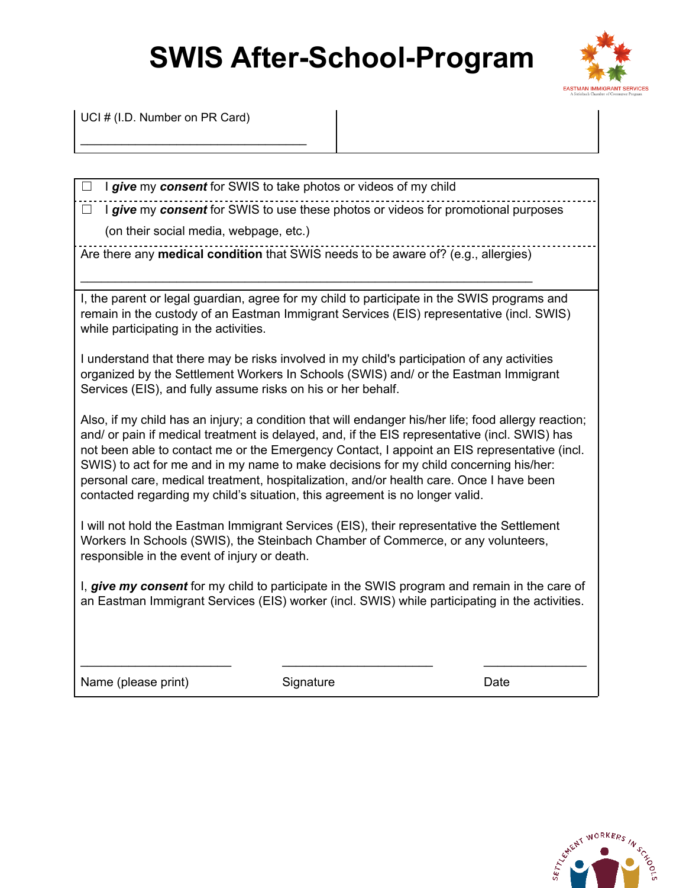# SWIS After-School-Program

EASTMAN IMMIGRANT SERVICES
A Steinbach Chamber of Commerce Program

| UCI # (I.D. Number on PR Card) ________________________________ | |
|---|---|

☐ I ***give*** my ***consent*** for SWIS to take photos or videos of my child

☐ I ***give*** my ***consent*** for SWIS to use these photos or videos for promotional purposes (on their social media, webpage, etc.)

Are there any **medical condition** that SWIS needs to be aware of? (e.g., allergies)

________________________________________________________________

I, the parent or legal guardian, agree for my child to participate in the SWIS programs and remain in the custody of an Eastman Immigrant Services (EIS) representative (incl. SWIS) while participating in the activities.

I understand that there may be risks involved in my child's participation of any activities organized by the Settlement Workers In Schools (SWIS) and/ or the Eastman Immigrant Services (EIS), and fully assume risks on his or her behalf.

Also, if my child has an injury; a condition that will endanger his/her life; food allergy reaction; and/ or pain if medical treatment is delayed, and, if the EIS representative (incl. SWIS) has not been able to contact me or the Emergency Contact, I appoint an EIS representative (incl. SWIS) to act for me and in my name to make decisions for my child concerning his/her: personal care, medical treatment, hospitalization, and/or health care. Once I have been contacted regarding my child's situation, this agreement is no longer valid.

I will not hold the Eastman Immigrant Services (EIS), their representative the Settlement Workers In Schools (SWIS), the Steinbach Chamber of Commerce, or any volunteers, responsible in the event of injury or death.

I, ***give my consent*** for my child to participate in the SWIS program and remain in the care of an Eastman Immigrant Services (EIS) worker (incl. SWIS) while participating in the activities.

| ______________________ | ______________________ | ______________ |
|---|---|---|
| Name (please print) | Signature | Date |

SETTLEMENT WORKERS IN SCHOOLS